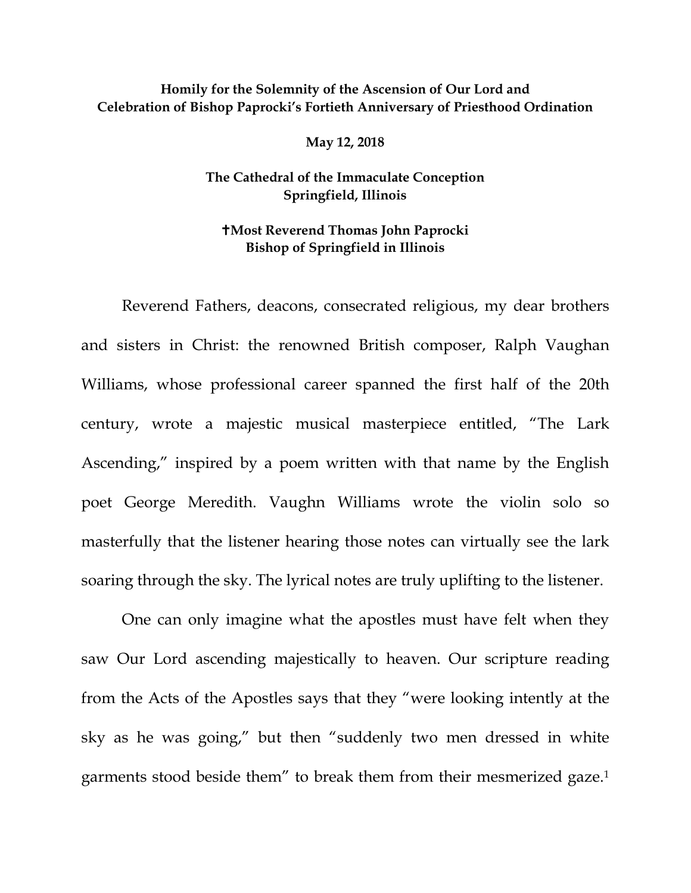**Homily for the Solemnity of the Ascension of Our Lord and Celebration of Bishop Paprocki's Fortieth Anniversary of Priesthood Ordination**

**May 12, 2018**

**The Cathedral of the Immaculate Conception**
**Springfield, Illinois**

**✝Most Reverend Thomas John Paprocki**
**Bishop of Springfield in Illinois**

Reverend Fathers, deacons, consecrated religious, my dear brothers and sisters in Christ: the renowned British composer, Ralph Vaughan Williams, whose professional career spanned the first half of the 20th century, wrote a majestic musical masterpiece entitled, "The Lark Ascending," inspired by a poem written with that name by the English poet George Meredith. Vaughn Williams wrote the violin solo so masterfully that the listener hearing those notes can virtually see the lark soaring through the sky. The lyrical notes are truly uplifting to the listener.

One can only imagine what the apostles must have felt when they saw Our Lord ascending majestically to heaven. Our scripture reading from the Acts of the Apostles says that they "were looking intently at the sky as he was going," but then "suddenly two men dressed in white garments stood beside them" to break them from their mesmerized gaze.[1]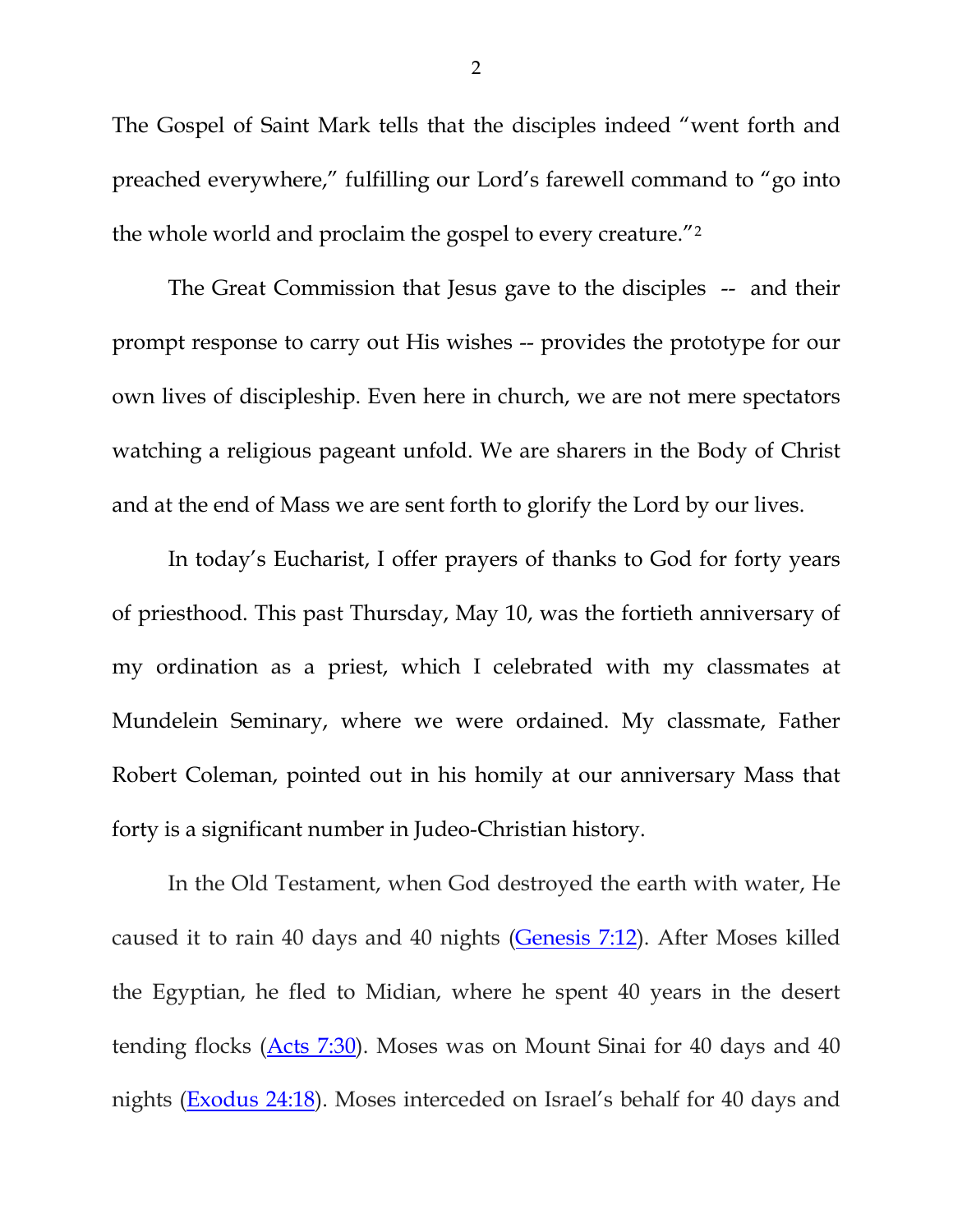The Gospel of Saint Mark tells that the disciples indeed "went forth and preached everywhere," fulfilling our Lord's farewell command to "go into the whole world and proclaim the gospel to every creature."[2]

The Great Commission that Jesus gave to the disciples -- and their prompt response to carry out His wishes -- provides the prototype for our own lives of discipleship. Even here in church, we are not mere spectators watching a religious pageant unfold. We are sharers in the Body of Christ and at the end of Mass we are sent forth to glorify the Lord by our lives.

In today's Eucharist, I offer prayers of thanks to God for forty years of priesthood. This past Thursday, May 10, was the fortieth anniversary of my ordination as a priest, which I celebrated with my classmates at Mundelein Seminary, where we were ordained. My classmate, Father Robert Coleman, pointed out in his homily at our anniversary Mass that forty is a significant number in Judeo-Christian history.

In the Old Testament, when God destroyed the earth with water, He caused it to rain 40 days and 40 nights (Genesis 7:12). After Moses killed the Egyptian, he fled to Midian, where he spent 40 years in the desert tending flocks (Acts 7:30). Moses was on Mount Sinai for 40 days and 40 nights (Exodus 24:18). Moses interceded on Israel's behalf for 40 days and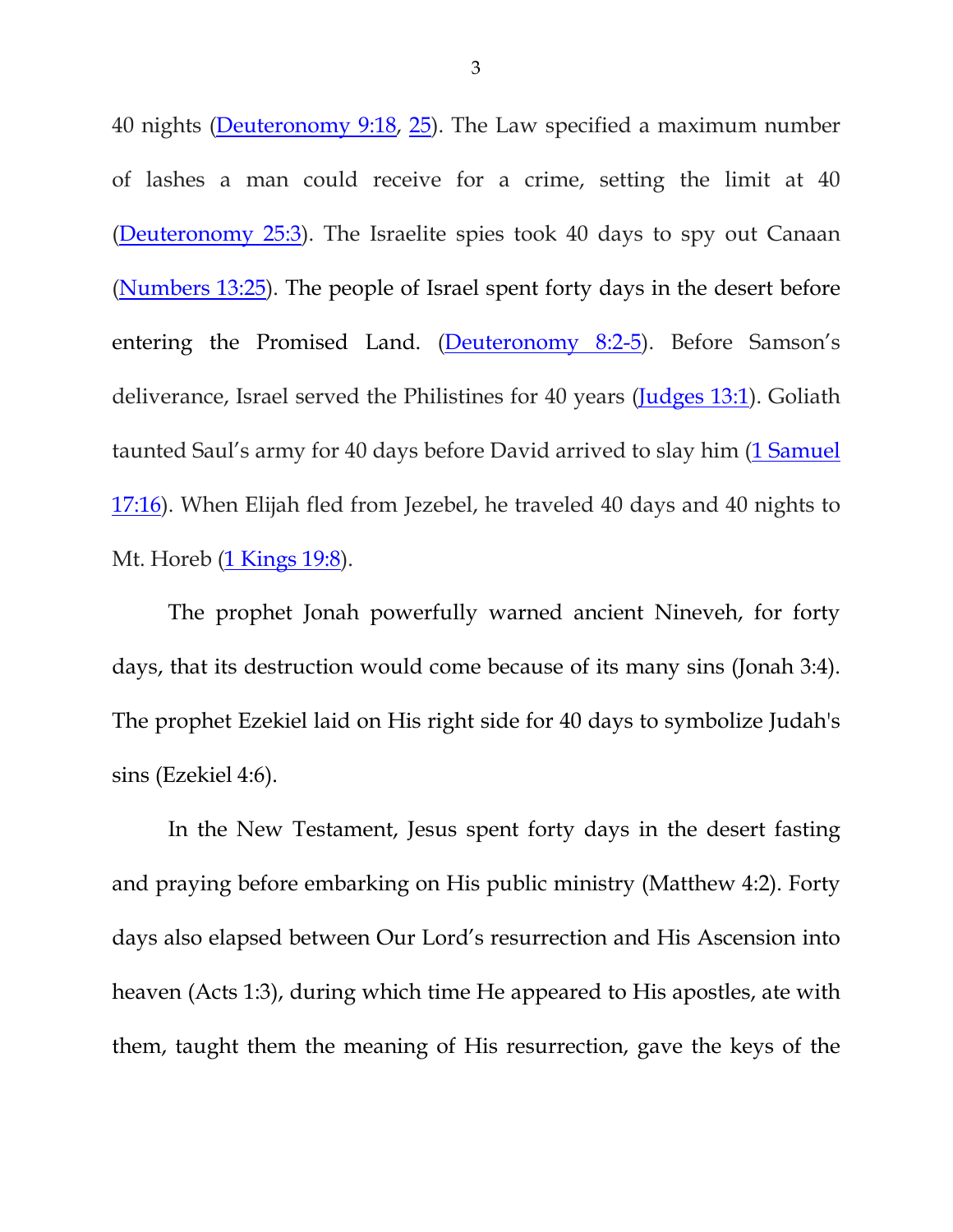40 nights (Deuteronomy 9:18, 25). The Law specified a maximum number of lashes a man could receive for a crime, setting the limit at 40 (Deuteronomy 25:3). The Israelite spies took 40 days to spy out Canaan (Numbers 13:25). The people of Israel spent forty days in the desert before entering the Promised Land. (Deuteronomy 8:2-5). Before Samson's deliverance, Israel served the Philistines for 40 years (Judges 13:1). Goliath taunted Saul's army for 40 days before David arrived to slay him (1 Samuel 17:16). When Elijah fled from Jezebel, he traveled 40 days and 40 nights to Mt. Horeb (1 Kings 19:8).

The prophet Jonah powerfully warned ancient Nineveh, for forty days, that its destruction would come because of its many sins (Jonah 3:4). The prophet Ezekiel laid on His right side for 40 days to symbolize Judah's sins (Ezekiel 4:6).

In the New Testament, Jesus spent forty days in the desert fasting and praying before embarking on His public ministry (Matthew 4:2). Forty days also elapsed between Our Lord's resurrection and His Ascension into heaven (Acts 1:3), during which time He appeared to His apostles, ate with them, taught them the meaning of His resurrection, gave the keys of the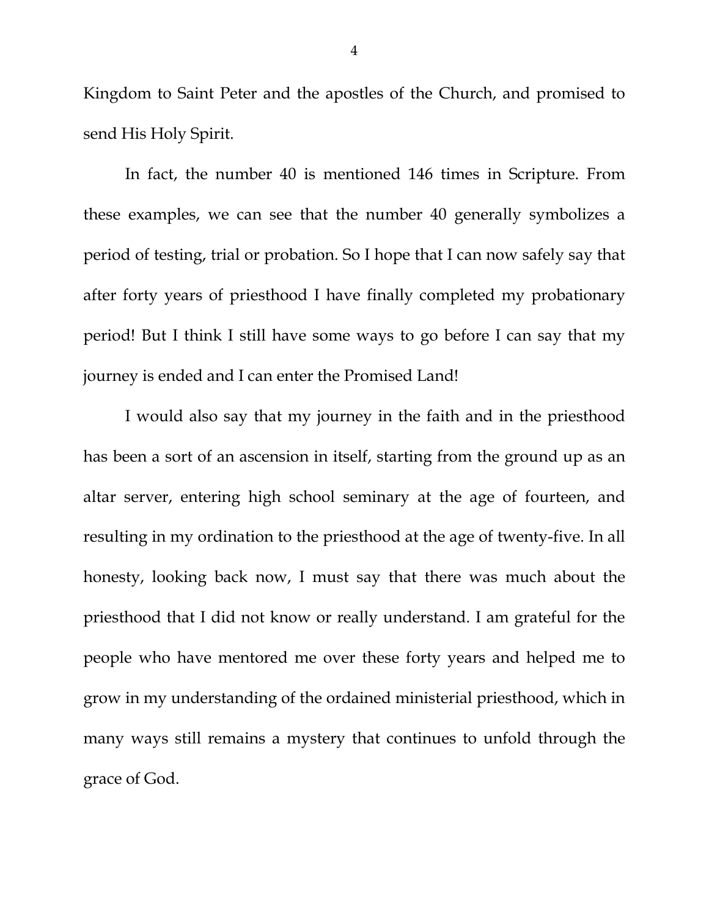Kingdom to Saint Peter and the apostles of the Church, and promised to send His Holy Spirit.

In fact, the number 40 is mentioned 146 times in Scripture. From these examples, we can see that the number 40 generally symbolizes a period of testing, trial or probation. So I hope that I can now safely say that after forty years of priesthood I have finally completed my probationary period! But I think I still have some ways to go before I can say that my journey is ended and I can enter the Promised Land!

I would also say that my journey in the faith and in the priesthood has been a sort of an ascension in itself, starting from the ground up as an altar server, entering high school seminary at the age of fourteen, and resulting in my ordination to the priesthood at the age of twenty-five. In all honesty, looking back now, I must say that there was much about the priesthood that I did not know or really understand. I am grateful for the people who have mentored me over these forty years and helped me to grow in my understanding of the ordained ministerial priesthood, which in many ways still remains a mystery that continues to unfold through the grace of God.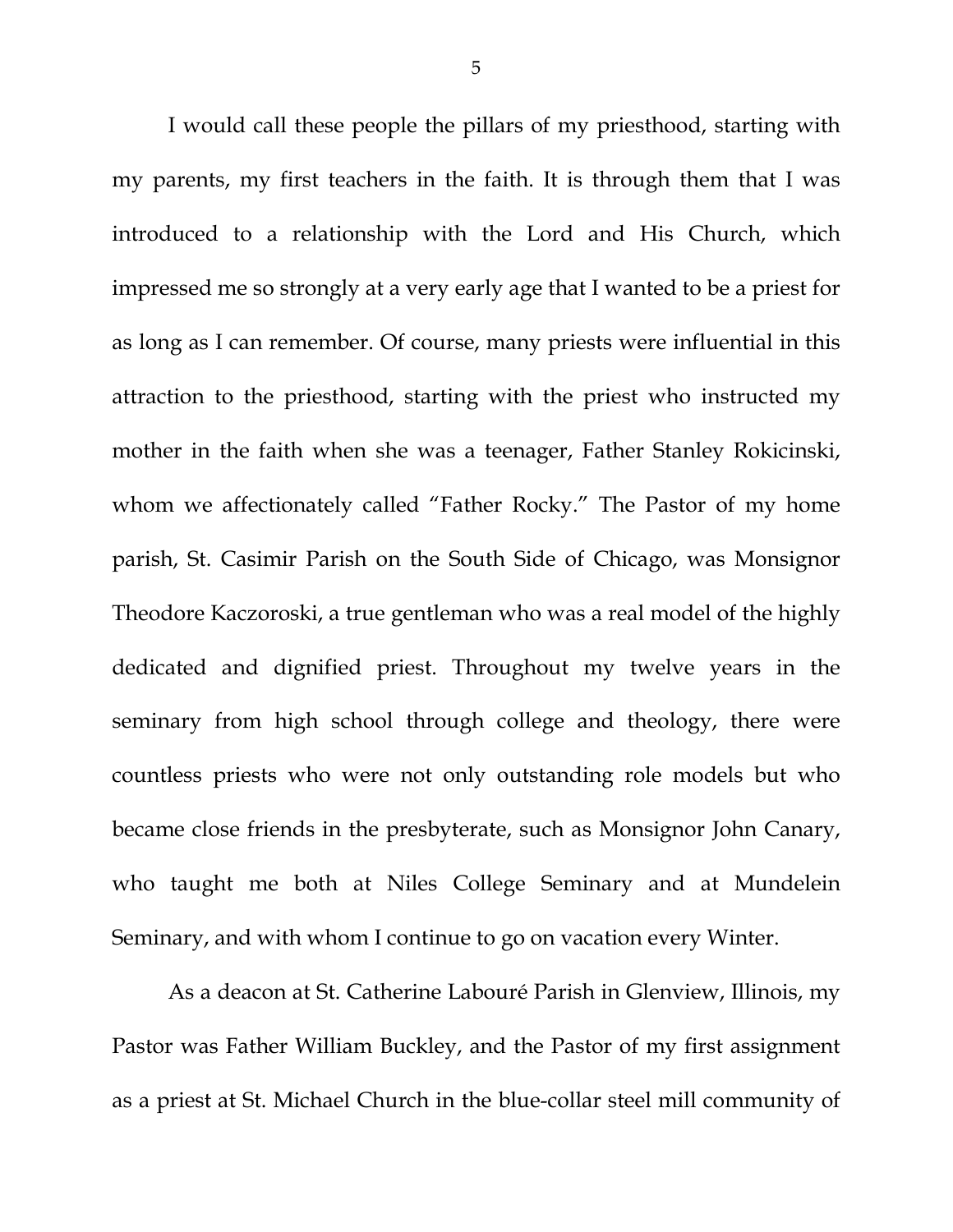I would call these people the pillars of my priesthood, starting with my parents, my first teachers in the faith. It is through them that I was introduced to a relationship with the Lord and His Church, which impressed me so strongly at a very early age that I wanted to be a priest for as long as I can remember. Of course, many priests were influential in this attraction to the priesthood, starting with the priest who instructed my mother in the faith when she was a teenager, Father Stanley Rokicinski, whom we affectionately called "Father Rocky." The Pastor of my home parish, St. Casimir Parish on the South Side of Chicago, was Monsignor Theodore Kaczoroski, a true gentleman who was a real model of the highly dedicated and dignified priest. Throughout my twelve years in the seminary from high school through college and theology, there were countless priests who were not only outstanding role models but who became close friends in the presbyterate, such as Monsignor John Canary, who taught me both at Niles College Seminary and at Mundelein Seminary, and with whom I continue to go on vacation every Winter.

As a deacon at St. Catherine Labouré Parish in Glenview, Illinois, my Pastor was Father William Buckley, and the Pastor of my first assignment as a priest at St. Michael Church in the blue-collar steel mill community of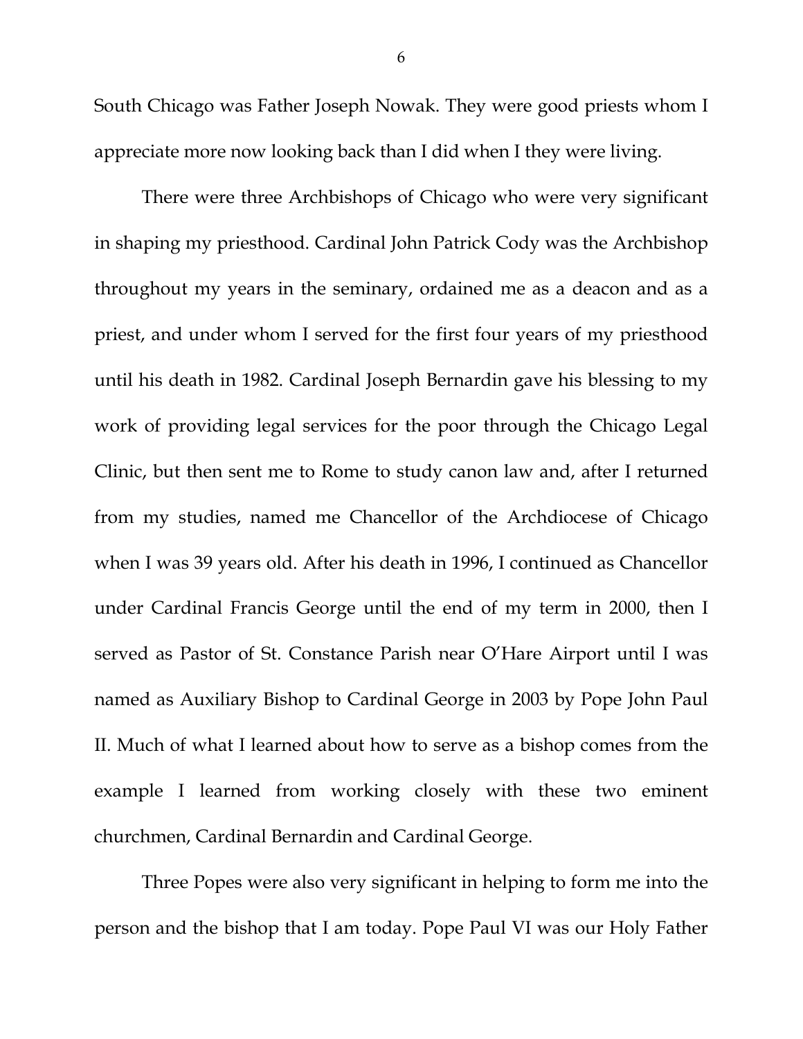South Chicago was Father Joseph Nowak. They were good priests whom I appreciate more now looking back than I did when I they were living.

There were three Archbishops of Chicago who were very significant in shaping my priesthood. Cardinal John Patrick Cody was the Archbishop throughout my years in the seminary, ordained me as a deacon and as a priest, and under whom I served for the first four years of my priesthood until his death in 1982. Cardinal Joseph Bernardin gave his blessing to my work of providing legal services for the poor through the Chicago Legal Clinic, but then sent me to Rome to study canon law and, after I returned from my studies, named me Chancellor of the Archdiocese of Chicago when I was 39 years old. After his death in 1996, I continued as Chancellor under Cardinal Francis George until the end of my term in 2000, then I served as Pastor of St. Constance Parish near O'Hare Airport until I was named as Auxiliary Bishop to Cardinal George in 2003 by Pope John Paul II. Much of what I learned about how to serve as a bishop comes from the example I learned from working closely with these two eminent churchmen, Cardinal Bernardin and Cardinal George.

Three Popes were also very significant in helping to form me into the person and the bishop that I am today. Pope Paul VI was our Holy Father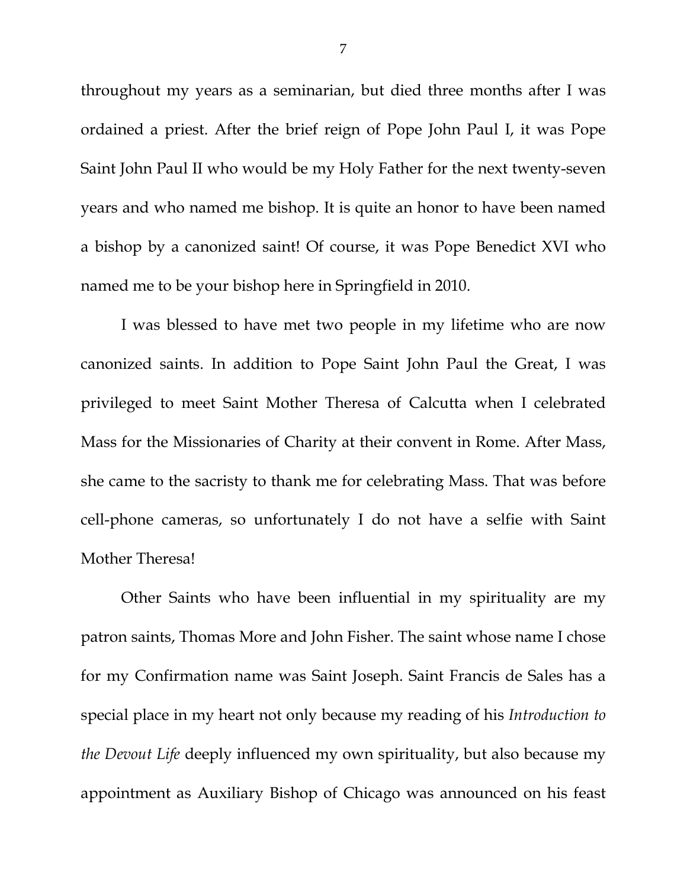throughout my years as a seminarian, but died three months after I was ordained a priest. After the brief reign of Pope John Paul I, it was Pope Saint John Paul II who would be my Holy Father for the next twenty-seven years and who named me bishop. It is quite an honor to have been named a bishop by a canonized saint! Of course, it was Pope Benedict XVI who named me to be your bishop here in Springfield in 2010.

I was blessed to have met two people in my lifetime who are now canonized saints. In addition to Pope Saint John Paul the Great, I was privileged to meet Saint Mother Theresa of Calcutta when I celebrated Mass for the Missionaries of Charity at their convent in Rome. After Mass, she came to the sacristy to thank me for celebrating Mass. That was before cell-phone cameras, so unfortunately I do not have a selfie with Saint Mother Theresa!

Other Saints who have been influential in my spirituality are my patron saints, Thomas More and John Fisher. The saint whose name I chose for my Confirmation name was Saint Joseph. Saint Francis de Sales has a special place in my heart not only because my reading of his *Introduction to the Devout Life* deeply influenced my own spirituality, but also because my appointment as Auxiliary Bishop of Chicago was announced on his feast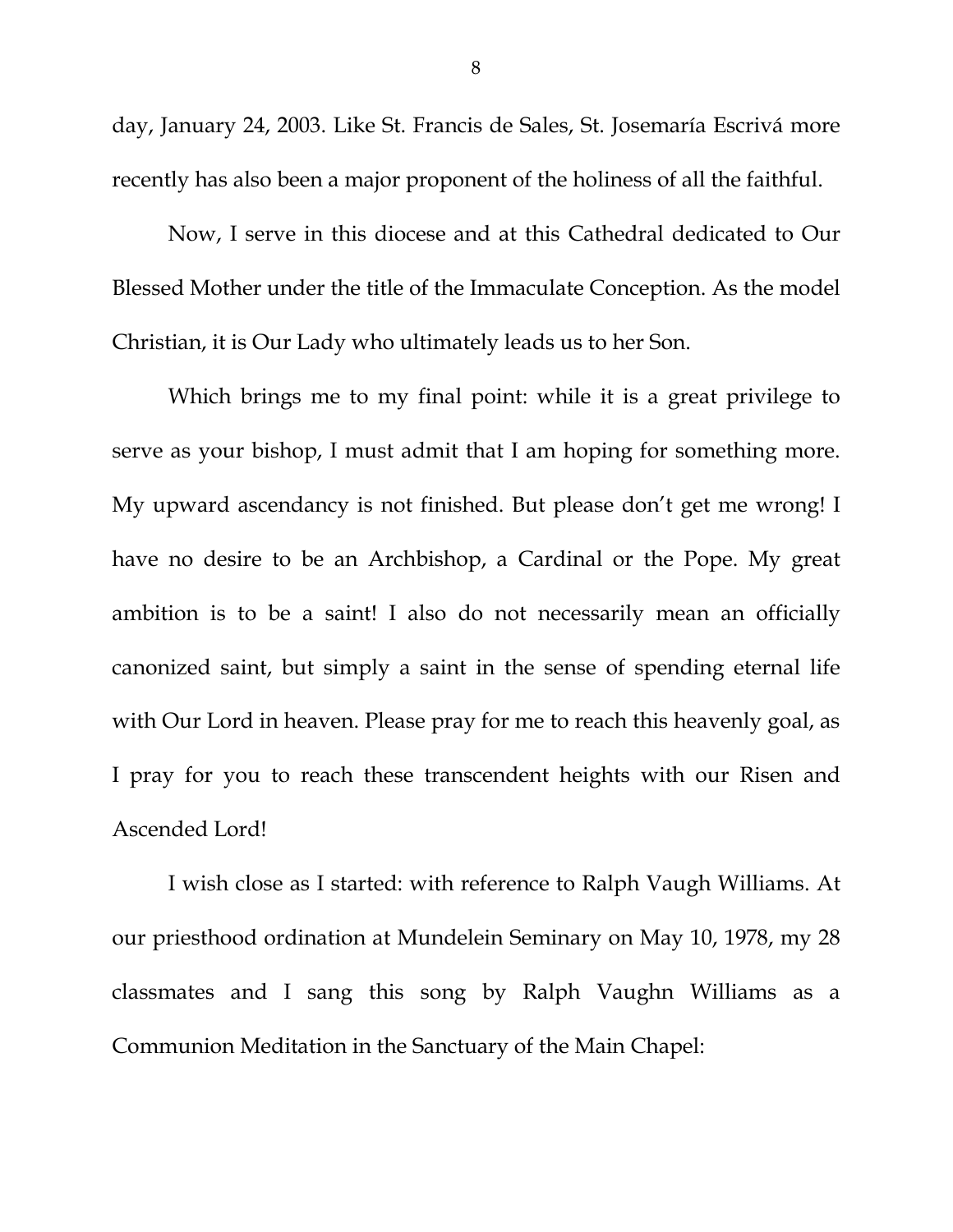day, January 24, 2003. Like St. Francis de Sales, St. Josemaría Escrivá more recently has also been a major proponent of the holiness of all the faithful.

Now, I serve in this diocese and at this Cathedral dedicated to Our Blessed Mother under the title of the Immaculate Conception. As the model Christian, it is Our Lady who ultimately leads us to her Son.

Which brings me to my final point: while it is a great privilege to serve as your bishop, I must admit that I am hoping for something more. My upward ascendancy is not finished. But please don't get me wrong! I have no desire to be an Archbishop, a Cardinal or the Pope. My great ambition is to be a saint! I also do not necessarily mean an officially canonized saint, but simply a saint in the sense of spending eternal life with Our Lord in heaven. Please pray for me to reach this heavenly goal, as I pray for you to reach these transcendent heights with our Risen and Ascended Lord!

I wish close as I started: with reference to Ralph Vaugh Williams. At our priesthood ordination at Mundelein Seminary on May 10, 1978, my 28 classmates and I sang this song by Ralph Vaughn Williams as a Communion Meditation in the Sanctuary of the Main Chapel: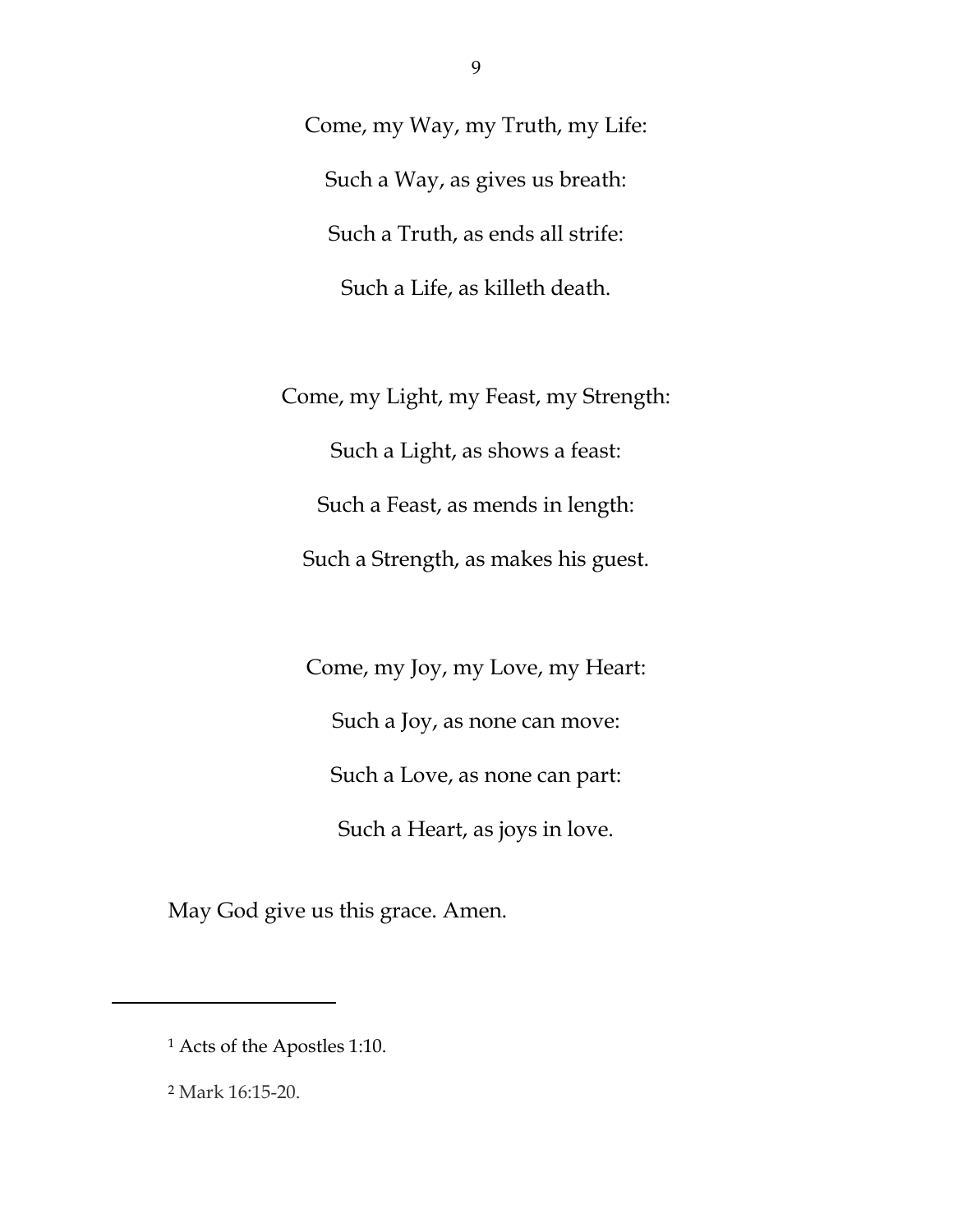Come, my Way, my Truth, my Life:

Such a Way, as gives us breath:

Such a Truth, as ends all strife:

Such a Life, as killeth death.

Come, my Light, my Feast, my Strength:

Such a Light, as shows a feast:

Such a Feast, as mends in length:

Such a Strength, as makes his guest.

Come, my Joy, my Love, my Heart:

Such a Joy, as none can move:

Such a Love, as none can part:

Such a Heart, as joys in love.

May God give us this grace. Amen.

---

[1] Acts of the Apostles 1:10.

[2] Mark 16:15-20.